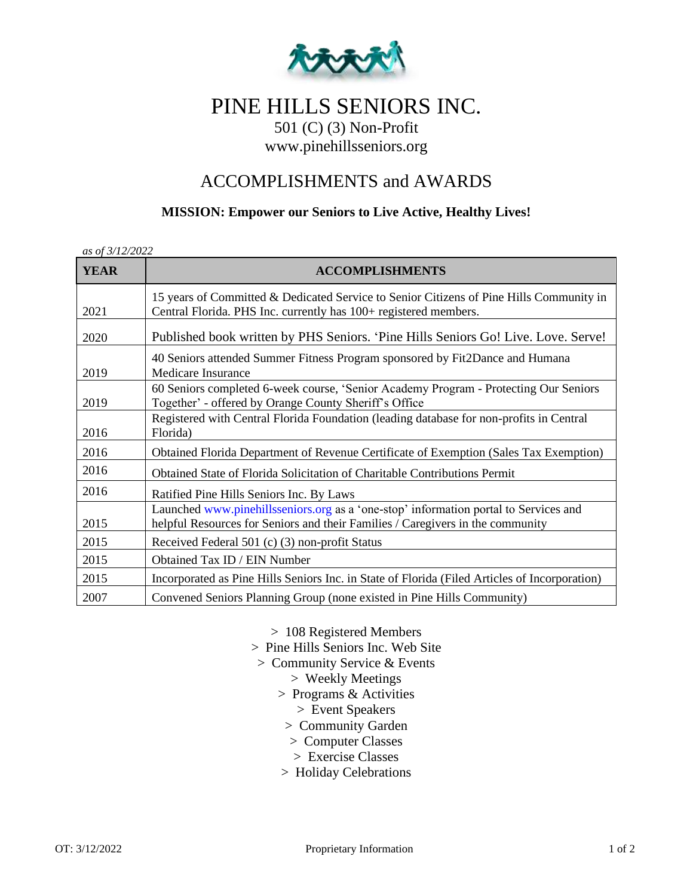# PINE HILLS SENIORS INC.

501 (C) (3) Non-Profit

www.pinehillsseniors.org

## ACCOMPLISHMENTS and AWARDS

**MISSION: Empower our Seniors to Live Active, Healthy Lives!**

*as of 3/12/2022*

| YEAR | ACCOMPLISHMENTS |
|---|---|
| 2021 | 15 years of Committed & Dedicated Service to Senior Citizens of Pine Hills Community in Central Florida. PHS Inc. currently has 100+ registered members. |
| 2020 | Published book written by PHS Seniors. 'Pine Hills Seniors Go! Live. Love. Serve! |
| 2019 | 40 Seniors attended Summer Fitness Program sponsored by Fit2Dance and Humana Medicare Insurance |
| 2019 | 60 Seniors completed 6-week course, 'Senior Academy Program - Protecting Our Seniors Together' - offered by Orange County Sheriff's Office |
| 2016 | Registered with Central Florida Foundation (leading database for non-profits in Central Florida) |
| 2016 | Obtained Florida Department of Revenue Certificate of Exemption (Sales Tax Exemption) |
| 2016 | Obtained State of Florida Solicitation of Charitable Contributions Permit |
| 2016 | Ratified Pine Hills Seniors Inc. By Laws |
| 2015 | Launched www.pinehillsseniors.org as a 'one-stop' information portal to Services and helpful Resources for Seniors and their Families / Caregivers in the community |
| 2015 | Received Federal 501 (c) (3) non-profit Status |
| 2015 | Obtained Tax ID / EIN Number |
| 2015 | Incorporated as Pine Hills Seniors Inc. in State of Florida (Filed Articles of Incorporation) |
| 2007 | Convened Seniors Planning Group (none existed in Pine Hills Community) |

> 108 Registered Members
> Pine Hills Seniors Inc. Web Site
> Community Service & Events
> Weekly Meetings
> Programs & Activities
> Event Speakers
> Community Garden
> Computer Classes
> Exercise Classes
> Holiday Celebrations

OT: 3/12/2022 Proprietary Information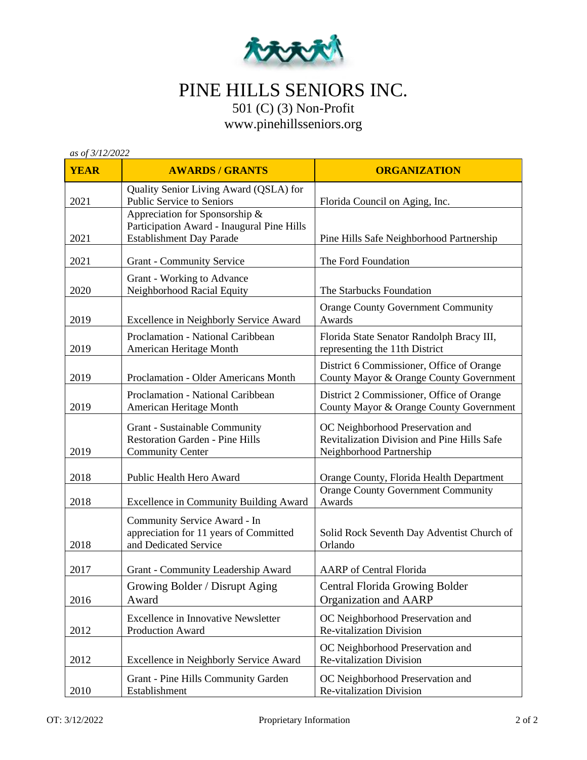# PINE HILLS SENIORS INC.

501 (C) (3) Non-Profit

www.pinehillsseniors.org

*as of 3/12/2022*

| YEAR | AWARDS / GRANTS | ORGANIZATION |
|---|---|---|
| 2021 | Quality Senior Living Award (QSLA) for Public Service to Seniors | Florida Council on Aging, Inc. |
| 2021 | Appreciation for Sponsorship & Participation Award - Inaugural Pine Hills Establishment Day Parade | Pine Hills Safe Neighborhood Partnership |
| 2021 | Grant - Community Service | The Ford Foundation |
| 2020 | Grant - Working to Advance Neighborhood Racial Equity | The Starbucks Foundation |
| 2019 | Excellence in Neighborly Service Award | Orange County Government Community Awards |
| 2019 | Proclamation - National Caribbean American Heritage Month | Florida State Senator Randolph Bracy III, representing the 11th District |
| 2019 | Proclamation - Older Americans Month | District 6 Commissioner, Office of Orange County Mayor & Orange County Government |
| 2019 | Proclamation - National Caribbean American Heritage Month | District 2 Commissioner, Office of Orange County Mayor & Orange County Government |
| 2019 | Grant - Sustainable Community Restoration Garden - Pine Hills Community Center | OC Neighborhood Preservation and Revitalization Division and Pine Hills Safe Neighborhood Partnership |
| 2018 | Public Health Hero Award | Orange County, Florida Health Department |
| 2018 | Excellence in Community Building Award | Orange County Government Community Awards |
| 2018 | Community Service Award - In appreciation for 11 years of Committed and Dedicated Service | Solid Rock Seventh Day Adventist Church of Orlando |
| 2017 | Grant - Community Leadership Award | AARP of Central Florida |
| 2016 | Growing Bolder / Disrupt Aging Award | Central Florida Growing Bolder Organization and AARP |
| 2012 | Excellence in Innovative Newsletter Production Award | OC Neighborhood Preservation and Re-vitalization Division |
| 2012 | Excellence in Neighborly Service Award | OC Neighborhood Preservation and Re-vitalization Division |
| 2010 | Grant - Pine Hills Community Garden Establishment | OC Neighborhood Preservation and Re-vitalization Division |

OT: 3/12/2022 Proprietary Information